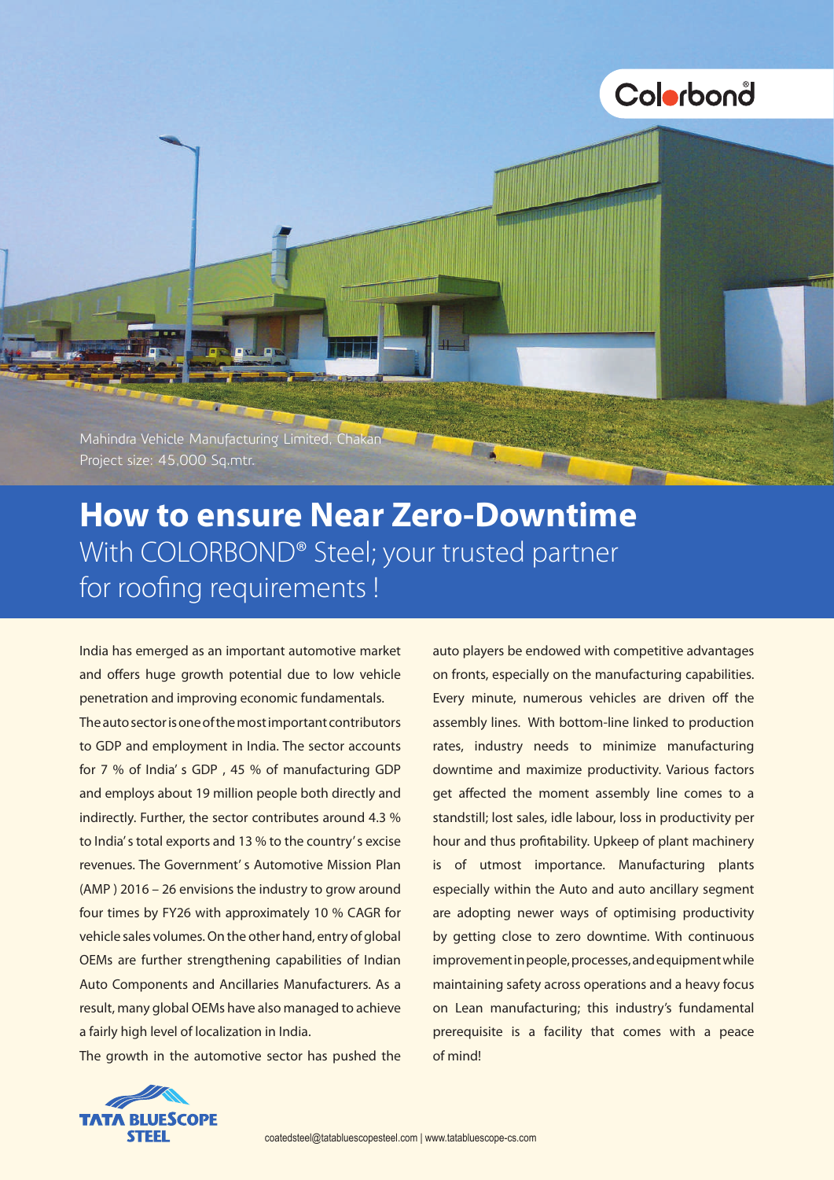Colorbond®

Mahindra Vehicle Manufacturing Limited, Chakan
Project size: 45,000 Sq.mtr.

# How to ensure Near Zero-Downtime

With COLORBOND® Steel; your trusted partner for roofing requirements !

India has emerged as an important automotive market and offers huge growth potential due to low vehicle penetration and improving economic fundamentals.

The auto sector is one of the most important contributors to GDP and employment in India. The sector accounts for 7 % of India' s GDP , 45 % of manufacturing GDP and employs about 19 million people both directly and indirectly. Further, the sector contributes around 4.3 % to India' s total exports and 13 % to the country' s excise revenues. The Government' s Automotive Mission Plan (AMP ) 2016 – 26 envisions the industry to grow around four times by FY26 with approximately 10 % CAGR for vehicle sales volumes. On the other hand, entry of global OEMs are further strengthening capabilities of Indian Auto Components and Ancillaries Manufacturers. As a result, many global OEMs have also managed to achieve a fairly high level of localization in India.

The growth in the automotive sector has pushed the auto players be endowed with competitive advantages on fronts, especially on the manufacturing capabilities. Every minute, numerous vehicles are driven off the assembly lines. With bottom-line linked to production rates, industry needs to minimize manufacturing downtime and maximize productivity. Various factors get affected the moment assembly line comes to a standstill; lost sales, idle labour, loss in productivity per hour and thus profitability. Upkeep of plant machinery is of utmost importance. Manufacturing plants especially within the Auto and auto ancillary segment are adopting newer ways of optimising productivity by getting close to zero downtime. With continuous improvement in people, processes, and equipment while maintaining safety across operations and a heavy focus on Lean manufacturing; this industry's fundamental prerequisite is a facility that comes with a peace of mind!

TATA BLUESCOPE STEEL

coatedsteel@tatabluescopesteel.com | www.tatabluescope-cs.com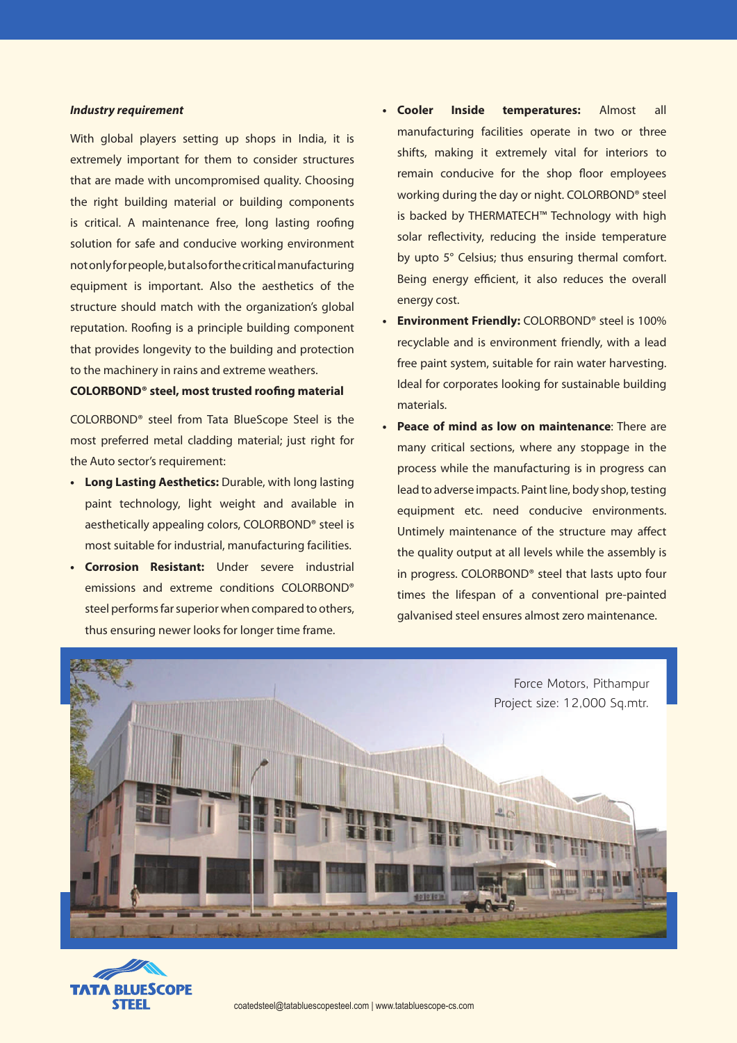***Industry requirement***

With global players setting up shops in India, it is extremely important for them to consider structures that are made with uncompromised quality. Choosing the right building material or building components is critical. A maintenance free, long lasting roofing solution for safe and conducive working environment not only for people, but also for the critical manufacturing equipment is important. Also the aesthetics of the structure should match with the organization's global reputation. Roofing is a principle building component that provides longevity to the building and protection to the machinery in rains and extreme weathers.

**COLORBOND® steel, most trusted roofing material**

COLORBOND® steel from Tata BlueScope Steel is the most preferred metal cladding material; just right for the Auto sector's requirement:

- **Long Lasting Aesthetics:** Durable, with long lasting paint technology, light weight and available in aesthetically appealing colors, COLORBOND® steel is most suitable for industrial, manufacturing facilities.
- **Corrosion Resistant:** Under severe industrial emissions and extreme conditions COLORBOND® steel performs far superior when compared to others, thus ensuring newer looks for longer time frame.
- **Cooler Inside temperatures:** Almost all manufacturing facilities operate in two or three shifts, making it extremely vital for interiors to remain conducive for the shop floor employees working during the day or night. COLORBOND® steel is backed by THERMATECH™ Technology with high solar reflectivity, reducing the inside temperature by upto 5° Celsius; thus ensuring thermal comfort. Being energy efficient, it also reduces the overall energy cost.
- **Environment Friendly:** COLORBOND® steel is 100% recyclable and is environment friendly, with a lead free paint system, suitable for rain water harvesting. Ideal for corporates looking for sustainable building materials.
- **Peace of mind as low on maintenance**: There are many critical sections, where any stoppage in the process while the manufacturing is in progress can lead to adverse impacts. Paint line, body shop, testing equipment etc. need conducive environments. Untimely maintenance of the structure may affect the quality output at all levels while the assembly is in progress. COLORBOND® steel that lasts upto four times the lifespan of a conventional pre-painted galvanised steel ensures almost zero maintenance.

Force Motors, Pithampur
Project size: 12,000 Sq.mtr.

TATA BLUESCOPE STEEL

coatedsteel@tatabluescopesteel.com | www.tatabluescope-cs.com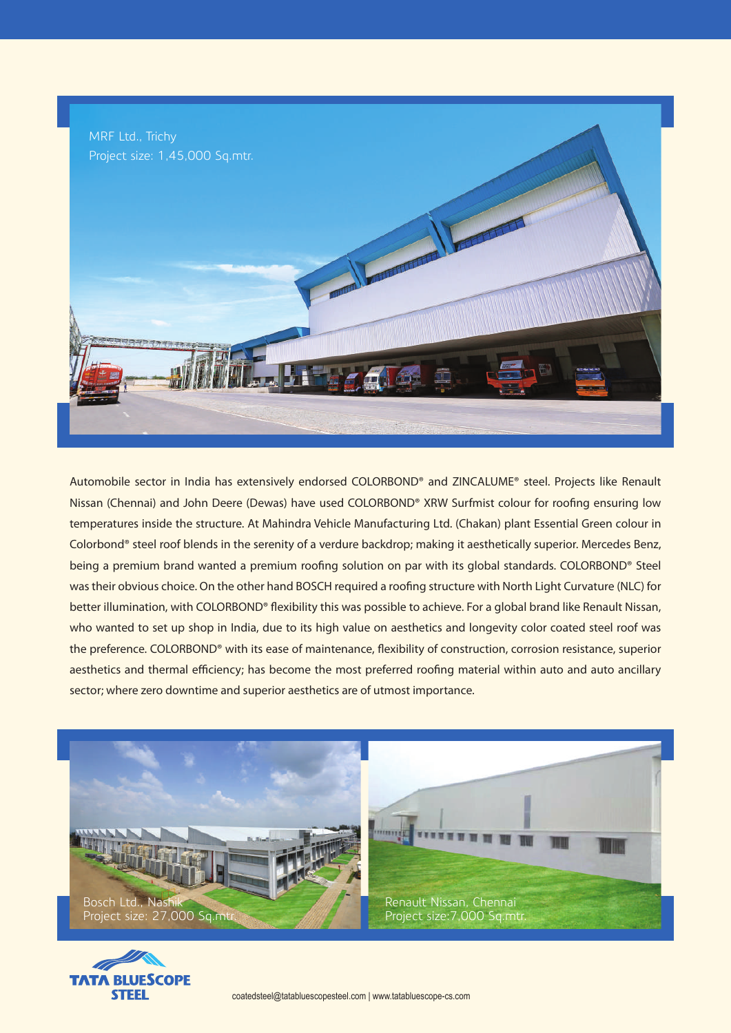MRF Ltd., Trichy
Project size: 1,45,000 Sq.mtr.

Automobile sector in India has extensively endorsed COLORBOND® and ZINCALUME® steel. Projects like Renault Nissan (Chennai) and John Deere (Dewas) have used COLORBOND® XRW Surfmist colour for roofing ensuring low temperatures inside the structure. At Mahindra Vehicle Manufacturing Ltd. (Chakan) plant Essential Green colour in Colorbond® steel roof blends in the serenity of a verdure backdrop; making it aesthetically superior. Mercedes Benz, being a premium brand wanted a premium roofing solution on par with its global standards. COLORBOND® Steel was their obvious choice. On the other hand BOSCH required a roofing structure with North Light Curvature (NLC) for better illumination, with COLORBOND® flexibility this was possible to achieve. For a global brand like Renault Nissan, who wanted to set up shop in India, due to its high value on aesthetics and longevity color coated steel roof was the preference. COLORBOND® with its ease of maintenance, flexibility of construction, corrosion resistance, superior aesthetics and thermal efficiency; has become the most preferred roofing material within auto and auto ancillary sector; where zero downtime and superior aesthetics are of utmost importance.

Bosch Ltd., Nashik
Project size: 27,000 Sq.mtr.

Renault Nissan, Chennai
Project size:7,000 Sq.mtr.

TATA BLUESCOPE STEEL

coatedsteel@tatabluescopesteel.com | www.tatabluescope-cs.com